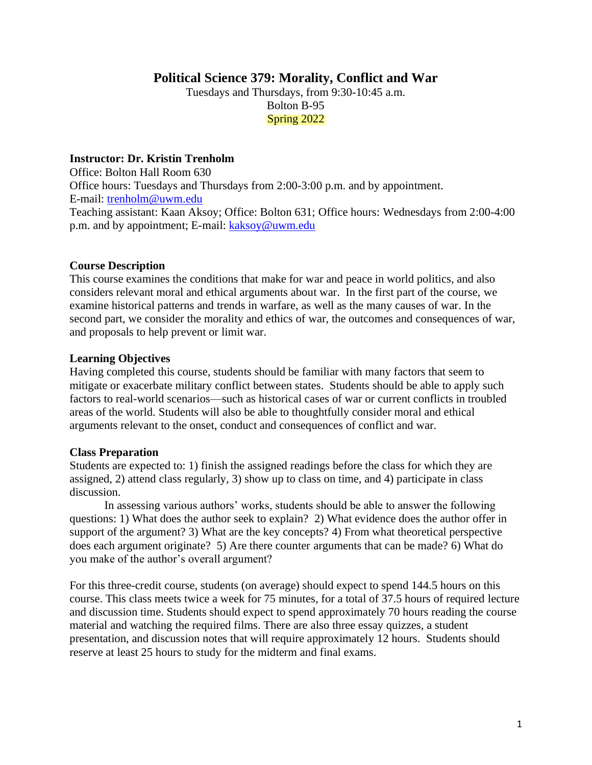# Political Science 379: Morality, Conflict and War

Tuesdays and Thursdays, from 9:30-10:45 a.m.
Bolton B-95
Spring 2022

**Instructor: Dr. Kristin Trenholm**
Office: Bolton Hall Room 630
Office hours: Tuesdays and Thursdays from 2:00-3:00 p.m. and by appointment.
E-mail: trenholm@uwm.edu
Teaching assistant: Kaan Aksoy; Office: Bolton 631; Office hours: Wednesdays from 2:00-4:00 p.m. and by appointment; E-mail: kaksoy@uwm.edu

### Course Description

This course examines the conditions that make for war and peace in world politics, and also considers relevant moral and ethical arguments about war. In the first part of the course, we examine historical patterns and trends in warfare, as well as the many causes of war. In the second part, we consider the morality and ethics of war, the outcomes and consequences of war, and proposals to help prevent or limit war.

### Learning Objectives

Having completed this course, students should be familiar with many factors that seem to mitigate or exacerbate military conflict between states. Students should be able to apply such factors to real-world scenarios—such as historical cases of war or current conflicts in troubled areas of the world. Students will also be able to thoughtfully consider moral and ethical arguments relevant to the onset, conduct and consequences of conflict and war.

### Class Preparation

Students are expected to: 1) finish the assigned readings before the class for which they are assigned, 2) attend class regularly, 3) show up to class on time, and 4) participate in class discussion.

In assessing various authors' works, students should be able to answer the following questions: 1) What does the author seek to explain? 2) What evidence does the author offer in support of the argument? 3) What are the key concepts? 4) From what theoretical perspective does each argument originate? 5) Are there counter arguments that can be made? 6) What do you make of the author's overall argument?

For this three-credit course, students (on average) should expect to spend 144.5 hours on this course. This class meets twice a week for 75 minutes, for a total of 37.5 hours of required lecture and discussion time. Students should expect to spend approximately 70 hours reading the course material and watching the required films. There are also three essay quizzes, a student presentation, and discussion notes that will require approximately 12 hours. Students should reserve at least 25 hours to study for the midterm and final exams.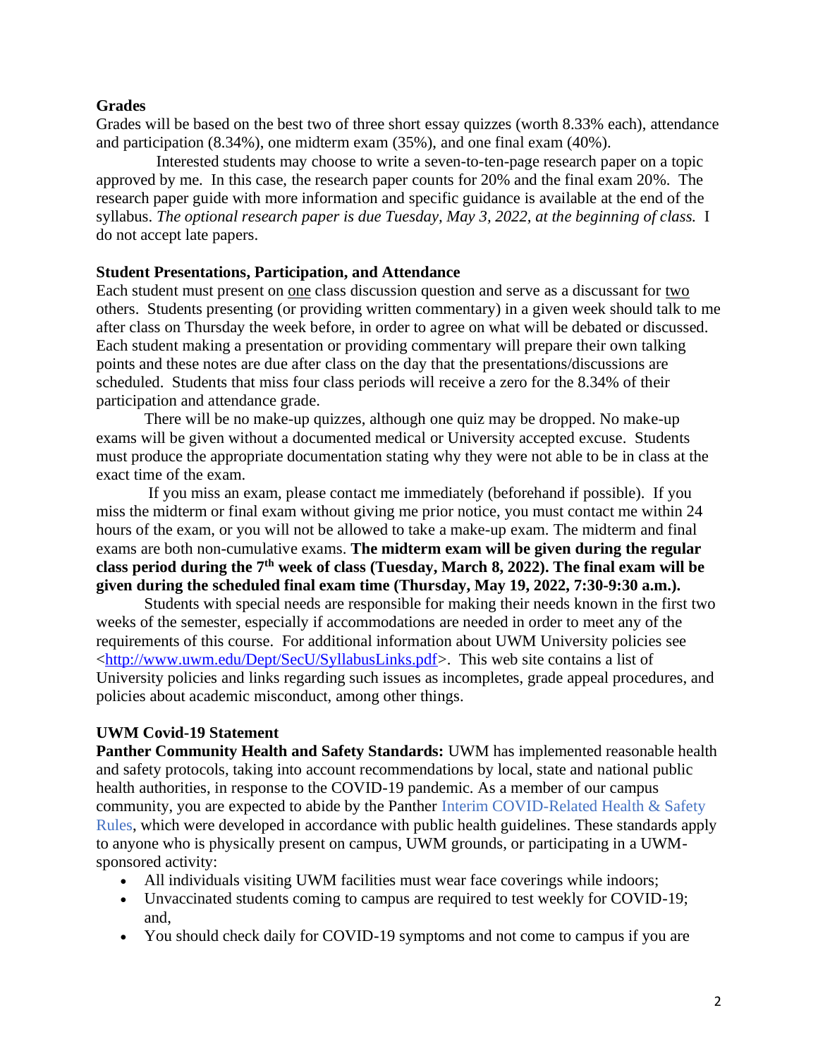**Grades**

Grades will be based on the best two of three short essay quizzes (worth 8.33% each), attendance and participation (8.34%), one midterm exam (35%), and one final exam (40%).

Interested students may choose to write a seven-to-ten-page research paper on a topic approved by me. In this case, the research paper counts for 20% and the final exam 20%. The research paper guide with more information and specific guidance is available at the end of the syllabus. *The optional research paper is due Tuesday, May 3, 2022, at the beginning of class.* I do not accept late papers.

**Student Presentations, Participation, and Attendance**

Each student must present on <u>one</u> class discussion question and serve as a discussant for <u>two</u> others. Students presenting (or providing written commentary) in a given week should talk to me after class on Thursday the week before, in order to agree on what will be debated or discussed. Each student making a presentation or providing commentary will prepare their own talking points and these notes are due after class on the day that the presentations/discussions are scheduled. Students that miss four class periods will receive a zero for the 8.34% of their participation and attendance grade.

There will be no make-up quizzes, although one quiz may be dropped. No make-up exams will be given without a documented medical or University accepted excuse. Students must produce the appropriate documentation stating why they were not able to be in class at the exact time of the exam.

If you miss an exam, please contact me immediately (beforehand if possible). If you miss the midterm or final exam without giving me prior notice, you must contact me within 24 hours of the exam, or you will not be allowed to take a make-up exam. The midterm and final exams are both non-cumulative exams. **The midterm exam will be given during the regular class period during the 7th week of class (Tuesday, March 8, 2022). The final exam will be given during the scheduled final exam time (Thursday, May 19, 2022, 7:30-9:30 a.m.).**

Students with special needs are responsible for making their needs known in the first two weeks of the semester, especially if accommodations are needed in order to meet any of the requirements of this course. For additional information about UWM University policies see <http://www.uwm.edu/Dept/SecU/SyllabusLinks.pdf>. This web site contains a list of University policies and links regarding such issues as incompletes, grade appeal procedures, and policies about academic misconduct, among other things.

**UWM Covid-19 Statement**

**Panther Community Health and Safety Standards:** UWM has implemented reasonable health and safety protocols, taking into account recommendations by local, state and national public health authorities, in response to the COVID-19 pandemic. As a member of our campus community, you are expected to abide by the Panther Interim COVID-Related Health & Safety Rules, which were developed in accordance with public health guidelines. These standards apply to anyone who is physically present on campus, UWM grounds, or participating in a UWM-sponsored activity:

- All individuals visiting UWM facilities must wear face coverings while indoors;
- Unvaccinated students coming to campus are required to test weekly for COVID-19; and,
- You should check daily for COVID-19 symptoms and not come to campus if you are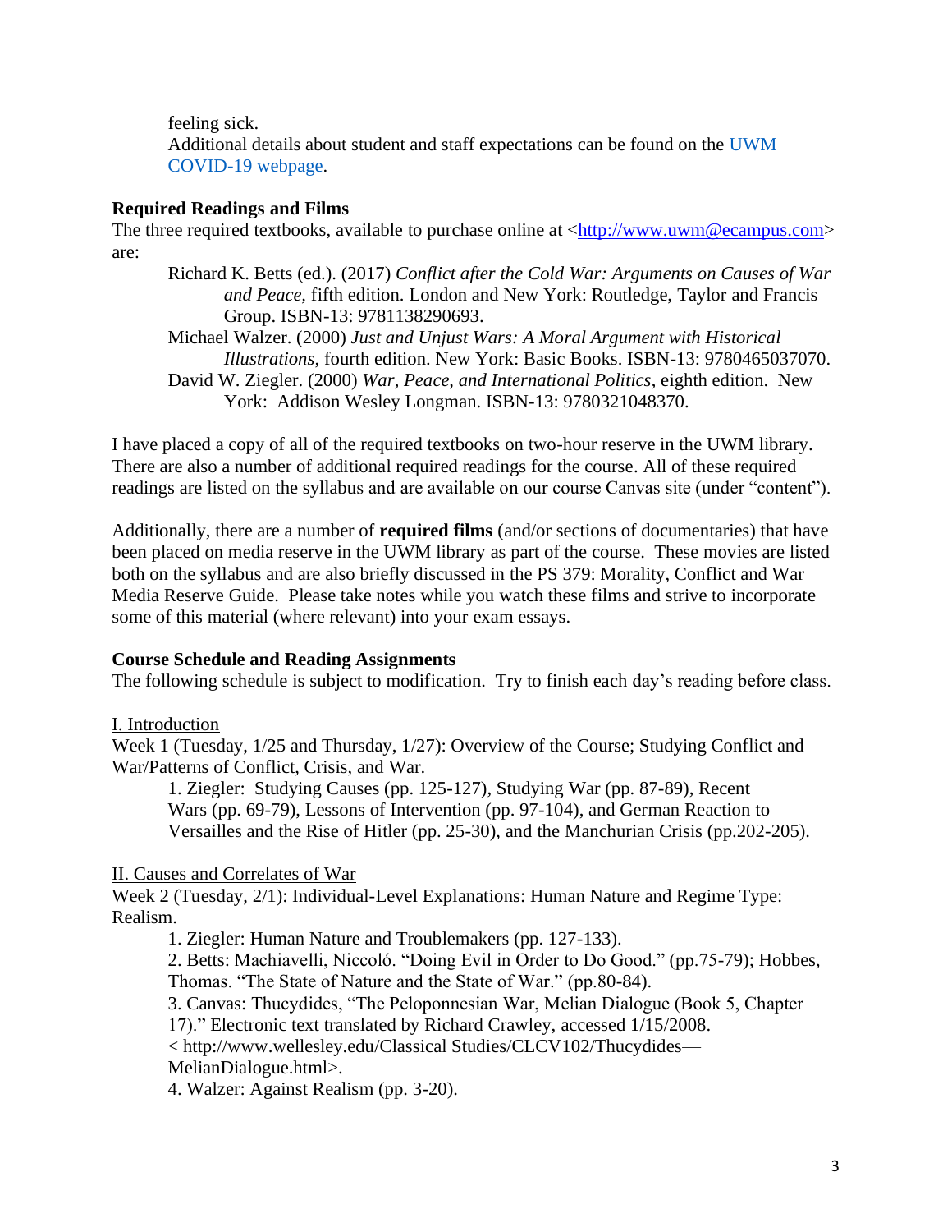feeling sick.
Additional details about student and staff expectations can be found on the UWM COVID-19 webpage.

**Required Readings and Films**

The three required textbooks, available to purchase online at <http://www.uwm@ecampus.com> are:

Richard K. Betts (ed.). (2017) *Conflict after the Cold War: Arguments on Causes of War and Peace*, fifth edition. London and New York: Routledge, Taylor and Francis Group. ISBN-13: 9781138290693.

Michael Walzer. (2000) *Just and Unjust Wars: A Moral Argument with Historical Illustrations*, fourth edition. New York: Basic Books. ISBN-13: 9780465037070.

David W. Ziegler. (2000) *War, Peace, and International Politics*, eighth edition. New York: Addison Wesley Longman. ISBN-13: 9780321048370.

I have placed a copy of all of the required textbooks on two-hour reserve in the UWM library. There are also a number of additional required readings for the course. All of these required readings are listed on the syllabus and are available on our course Canvas site (under "content").

Additionally, there are a number of **required films** (and/or sections of documentaries) that have been placed on media reserve in the UWM library as part of the course. These movies are listed both on the syllabus and are also briefly discussed in the PS 379: Morality, Conflict and War Media Reserve Guide. Please take notes while you watch these films and strive to incorporate some of this material (where relevant) into your exam essays.

**Course Schedule and Reading Assignments**

The following schedule is subject to modification. Try to finish each day's reading before class.

<u>I. Introduction</u>

Week 1 (Tuesday, 1/25 and Thursday, 1/27): Overview of the Course; Studying Conflict and War/Patterns of Conflict, Crisis, and War.

1. Ziegler: Studying Causes (pp. 125-127), Studying War (pp. 87-89), Recent Wars (pp. 69-79), Lessons of Intervention (pp. 97-104), and German Reaction to Versailles and the Rise of Hitler (pp. 25-30), and the Manchurian Crisis (pp.202-205).

<u>II. Causes and Correlates of War</u>

Week 2 (Tuesday, 2/1): Individual-Level Explanations: Human Nature and Regime Type: Realism.

1. Ziegler: Human Nature and Troublemakers (pp. 127-133).
2. Betts: Machiavelli, Niccoló. "Doing Evil in Order to Do Good." (pp.75-79); Hobbes, Thomas. "The State of Nature and the State of War." (pp.80-84).
3. Canvas: Thucydides, "The Peloponnesian War, Melian Dialogue (Book 5, Chapter 17)." Electronic text translated by Richard Crawley, accessed 1/15/2008. < http://www.wellesley.edu/Classical Studies/CLCV102/Thucydides—MelianDialogue.html>.
4. Walzer: Against Realism (pp. 3-20).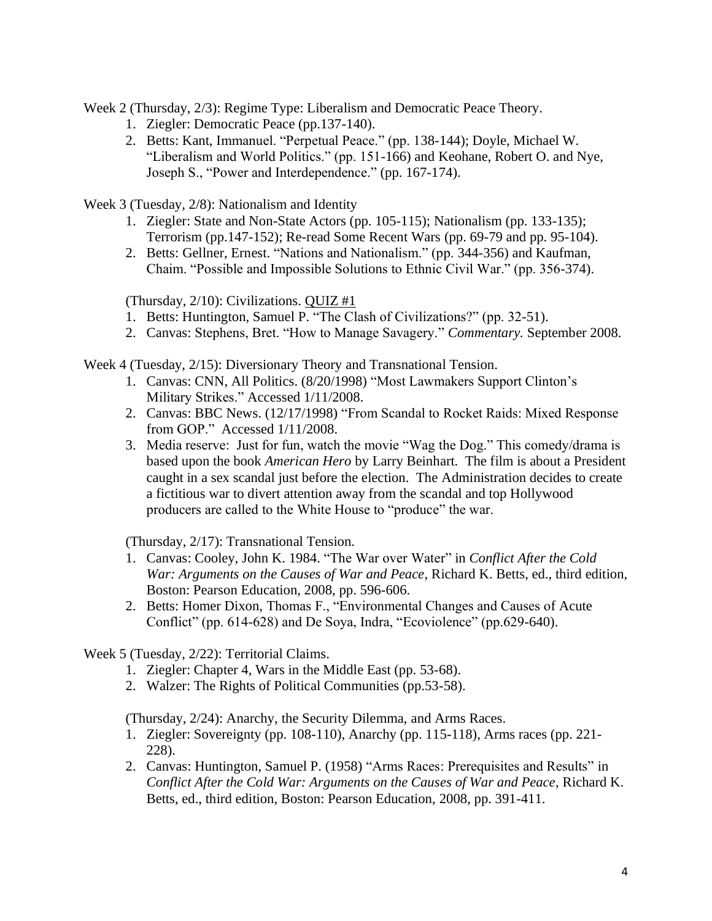Week 2 (Thursday, 2/3): Regime Type: Liberalism and Democratic Peace Theory.

1. Ziegler: Democratic Peace (pp.137-140).
2. Betts: Kant, Immanuel. "Perpetual Peace." (pp. 138-144); Doyle, Michael W. "Liberalism and World Politics." (pp. 151-166) and Keohane, Robert O. and Nye, Joseph S., "Power and Interdependence." (pp. 167-174).

Week 3 (Tuesday, 2/8): Nationalism and Identity

1. Ziegler: State and Non-State Actors (pp. 105-115); Nationalism (pp. 133-135); Terrorism (pp.147-152); Re-read Some Recent Wars (pp. 69-79 and pp. 95-104).
2. Betts: Gellner, Ernest. "Nations and Nationalism." (pp. 344-356) and Kaufman, Chaim. "Possible and Impossible Solutions to Ethnic Civil War." (pp. 356-374).

(Thursday, 2/10): Civilizations. <u>QUIZ #1</u>

1. Betts: Huntington, Samuel P. "The Clash of Civilizations?" (pp. 32-51).
2. Canvas: Stephens, Bret. "How to Manage Savagery." *Commentary.* September 2008.

Week 4 (Tuesday, 2/15): Diversionary Theory and Transnational Tension.

1. Canvas: CNN, All Politics. (8/20/1998) "Most Lawmakers Support Clinton's Military Strikes." Accessed 1/11/2008.
2. Canvas: BBC News. (12/17/1998) "From Scandal to Rocket Raids: Mixed Response from GOP." Accessed 1/11/2008.
3. Media reserve: Just for fun, watch the movie "Wag the Dog." This comedy/drama is based upon the book *American Hero* by Larry Beinhart. The film is about a President caught in a sex scandal just before the election. The Administration decides to create a fictitious war to divert attention away from the scandal and top Hollywood producers are called to the White House to "produce" the war.

(Thursday, 2/17): Transnational Tension.

1. Canvas: Cooley, John K. 1984. "The War over Water" in *Conflict After the Cold War: Arguments on the Causes of War and Peace*, Richard K. Betts, ed., third edition, Boston: Pearson Education, 2008, pp. 596-606.
2. Betts: Homer Dixon, Thomas F., "Environmental Changes and Causes of Acute Conflict" (pp. 614-628) and De Soya, Indra, "Ecoviolence" (pp.629-640).

Week 5 (Tuesday, 2/22): Territorial Claims.

1. Ziegler: Chapter 4, Wars in the Middle East (pp. 53-68).
2. Walzer: The Rights of Political Communities (pp.53-58).

(Thursday, 2/24): Anarchy, the Security Dilemma, and Arms Races.

1. Ziegler: Sovereignty (pp. 108-110), Anarchy (pp. 115-118), Arms races (pp. 221-228).
2. Canvas: Huntington, Samuel P. (1958) "Arms Races: Prerequisites and Results" in *Conflict After the Cold War: Arguments on the Causes of War and Peace*, Richard K. Betts, ed., third edition, Boston: Pearson Education, 2008, pp. 391-411.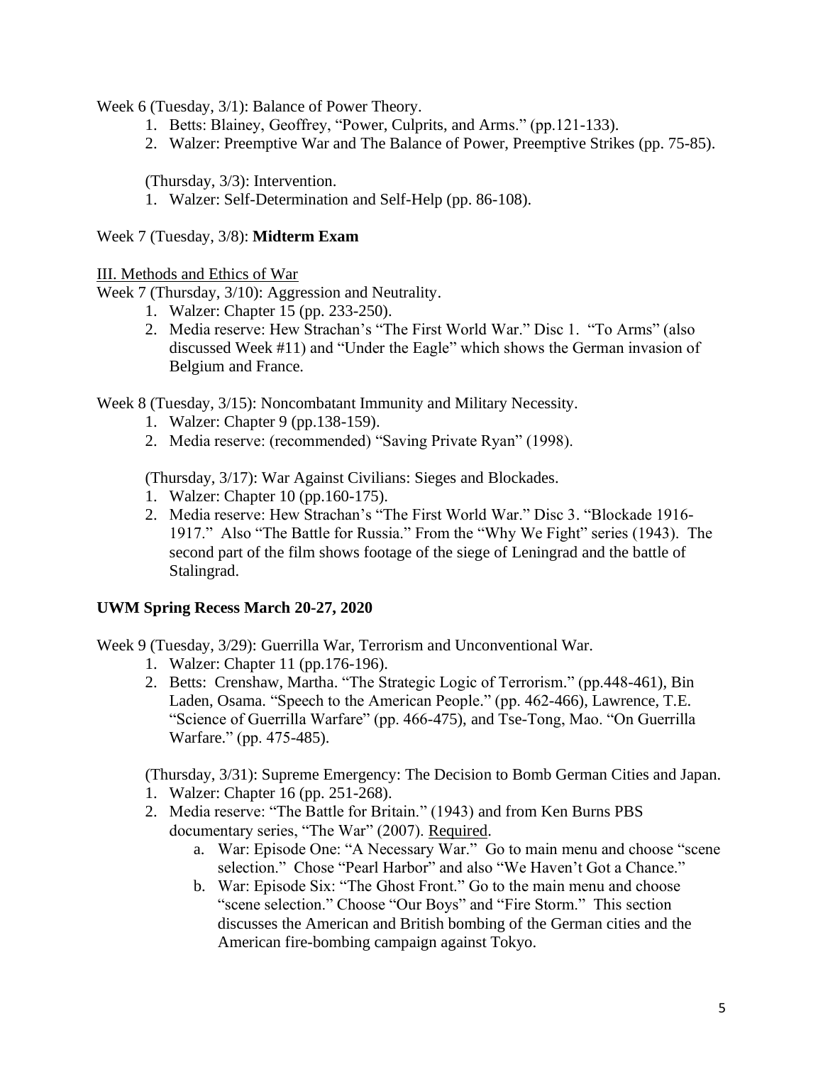Week 6 (Tuesday, 3/1): Balance of Power Theory.

1. Betts: Blainey, Geoffrey, "Power, Culprits, and Arms." (pp.121-133).
2. Walzer: Preemptive War and The Balance of Power, Preemptive Strikes (pp. 75-85).

(Thursday, 3/3): Intervention.

1. Walzer: Self-Determination and Self-Help (pp. 86-108).

Week 7 (Tuesday, 3/8): **Midterm Exam**

III. Methods and Ethics of War

Week 7 (Thursday, 3/10): Aggression and Neutrality.

1. Walzer: Chapter 15 (pp. 233-250).
2. Media reserve: Hew Strachan's "The First World War." Disc 1. "To Arms" (also discussed Week #11) and "Under the Eagle" which shows the German invasion of Belgium and France.

Week 8 (Tuesday, 3/15): Noncombatant Immunity and Military Necessity.

1. Walzer: Chapter 9 (pp.138-159).
2. Media reserve: (recommended) "Saving Private Ryan" (1998).

(Thursday, 3/17): War Against Civilians: Sieges and Blockades.

1. Walzer: Chapter 10 (pp.160-175).
2. Media reserve: Hew Strachan's "The First World War." Disc 3. "Blockade 1916-1917." Also "The Battle for Russia." From the "Why We Fight" series (1943). The second part of the film shows footage of the siege of Leningrad and the battle of Stalingrad.

**UWM Spring Recess March 20-27, 2020**

Week 9 (Tuesday, 3/29): Guerrilla War, Terrorism and Unconventional War.

1. Walzer: Chapter 11 (pp.176-196).
2. Betts: Crenshaw, Martha. "The Strategic Logic of Terrorism." (pp.448-461), Bin Laden, Osama. "Speech to the American People." (pp. 462-466), Lawrence, T.E. "Science of Guerrilla Warfare" (pp. 466-475), and Tse-Tong, Mao. "On Guerrilla Warfare." (pp. 475-485).

(Thursday, 3/31): Supreme Emergency: The Decision to Bomb German Cities and Japan.

1. Walzer: Chapter 16 (pp. 251-268).
2. Media reserve: "The Battle for Britain." (1943) and from Ken Burns PBS documentary series, "The War" (2007). <u>Required</u>.
   a. War: Episode One: "A Necessary War." Go to main menu and choose "scene selection." Chose "Pearl Harbor" and also "We Haven't Got a Chance."
   b. War: Episode Six: "The Ghost Front." Go to the main menu and choose "scene selection." Choose "Our Boys" and "Fire Storm." This section discusses the American and British bombing of the German cities and the American fire-bombing campaign against Tokyo.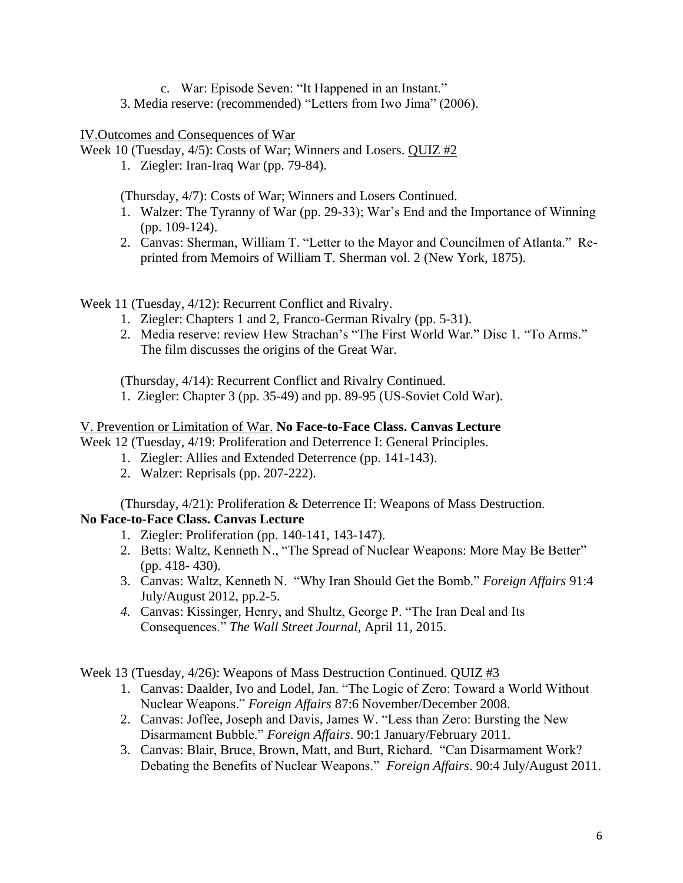c. War: Episode Seven: "It Happened in an Instant."

3. Media reserve: (recommended) "Letters from Iwo Jima" (2006).

IV. Outcomes and Consequences of War

Week 10 (Tuesday, 4/5): Costs of War; Winners and Losers. QUIZ #2

1. Ziegler: Iran-Iraq War (pp. 79-84).

(Thursday, 4/7): Costs of War; Winners and Losers Continued.

1. Walzer: The Tyranny of War (pp. 29-33); War's End and the Importance of Winning (pp. 109-124).
2. Canvas: Sherman, William T. "Letter to the Mayor and Councilmen of Atlanta." Re-printed from Memoirs of William T. Sherman vol. 2 (New York, 1875).

Week 11 (Tuesday, 4/12): Recurrent Conflict and Rivalry.

1. Ziegler: Chapters 1 and 2, Franco-German Rivalry (pp. 5-31).
2. Media reserve: review Hew Strachan's "The First World War." Disc 1. "To Arms." The film discusses the origins of the Great War.

(Thursday, 4/14): Recurrent Conflict and Rivalry Continued.

1. Ziegler: Chapter 3 (pp. 35-49) and pp. 89-95 (US-Soviet Cold War).

V. Prevention or Limitation of War. **No Face-to-Face Class. Canvas Lecture**

Week 12 (Tuesday, 4/19: Proliferation and Deterrence I: General Principles.

1. Ziegler: Allies and Extended Deterrence (pp. 141-143).
2. Walzer: Reprisals (pp. 207-222).

(Thursday, 4/21): Proliferation & Deterrence II: Weapons of Mass Destruction.

**No Face-to-Face Class. Canvas Lecture**

1. Ziegler: Proliferation (pp. 140-141, 143-147).
2. Betts: Waltz, Kenneth N., "The Spread of Nuclear Weapons: More May Be Better" (pp. 418- 430).
3. Canvas: Waltz, Kenneth N. "Why Iran Should Get the Bomb." *Foreign Affairs* 91:4 July/August 2012, pp.2-5.
4. Canvas: Kissinger, Henry, and Shultz, George P. "The Iran Deal and Its Consequences." *The Wall Street Journal*, April 11, 2015.

Week 13 (Tuesday, 4/26): Weapons of Mass Destruction Continued. QUIZ #3

1. Canvas: Daalder, Ivo and Lodel, Jan. "The Logic of Zero: Toward a World Without Nuclear Weapons." *Foreign Affairs* 87:6 November/December 2008.
2. Canvas: Joffee, Joseph and Davis, James W. "Less than Zero: Bursting the New Disarmament Bubble." *Foreign Affairs*. 90:1 January/February 2011.
3. Canvas: Blair, Bruce, Brown, Matt, and Burt, Richard. "Can Disarmament Work? Debating the Benefits of Nuclear Weapons." *Foreign Affairs*. 90:4 July/August 2011.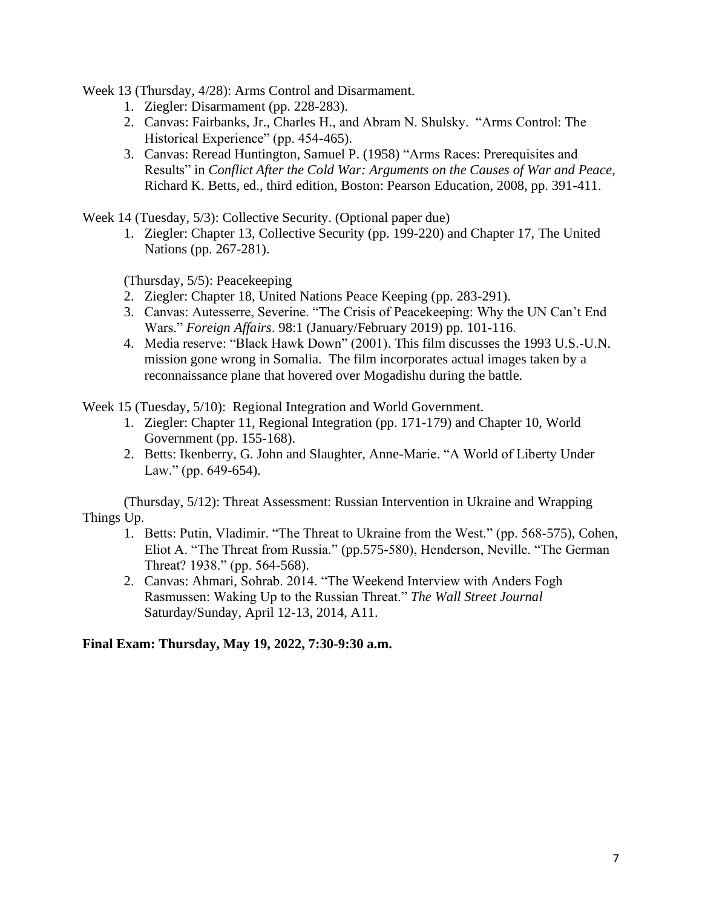Week 13 (Thursday, 4/28): Arms Control and Disarmament.

1. Ziegler: Disarmament (pp. 228-283).
2. Canvas: Fairbanks, Jr., Charles H., and Abram N. Shulsky. "Arms Control: The Historical Experience" (pp. 454-465).
3. Canvas: Reread Huntington, Samuel P. (1958) "Arms Races: Prerequisites and Results" in *Conflict After the Cold War: Arguments on the Causes of War and Peace*, Richard K. Betts, ed., third edition, Boston: Pearson Education, 2008, pp. 391-411.

Week 14 (Tuesday, 5/3): Collective Security. (Optional paper due)

1. Ziegler: Chapter 13, Collective Security (pp. 199-220) and Chapter 17, The United Nations (pp. 267-281).

(Thursday, 5/5): Peacekeeping

2. Ziegler: Chapter 18, United Nations Peace Keeping (pp. 283-291).
3. Canvas: Autesserre, Severine. "The Crisis of Peacekeeping: Why the UN Can't End Wars." *Foreign Affairs*. 98:1 (January/February 2019) pp. 101-116.
4. Media reserve: "Black Hawk Down" (2001). This film discusses the 1993 U.S.-U.N. mission gone wrong in Somalia. The film incorporates actual images taken by a reconnaissance plane that hovered over Mogadishu during the battle.

Week 15 (Tuesday, 5/10): Regional Integration and World Government.

1. Ziegler: Chapter 11, Regional Integration (pp. 171-179) and Chapter 10, World Government (pp. 155-168).
2. Betts: Ikenberry, G. John and Slaughter, Anne-Marie. "A World of Liberty Under Law." (pp. 649-654).

(Thursday, 5/12): Threat Assessment: Russian Intervention in Ukraine and Wrapping Things Up.

1. Betts: Putin, Vladimir. "The Threat to Ukraine from the West." (pp. 568-575), Cohen, Eliot A. "The Threat from Russia." (pp.575-580), Henderson, Neville. "The German Threat? 1938." (pp. 564-568).
2. Canvas: Ahmari, Sohrab. 2014. "The Weekend Interview with Anders Fogh Rasmussen: Waking Up to the Russian Threat." *The Wall Street Journal* Saturday/Sunday, April 12-13, 2014, A11.

**Final Exam: Thursday, May 19, 2022, 7:30-9:30 a.m.**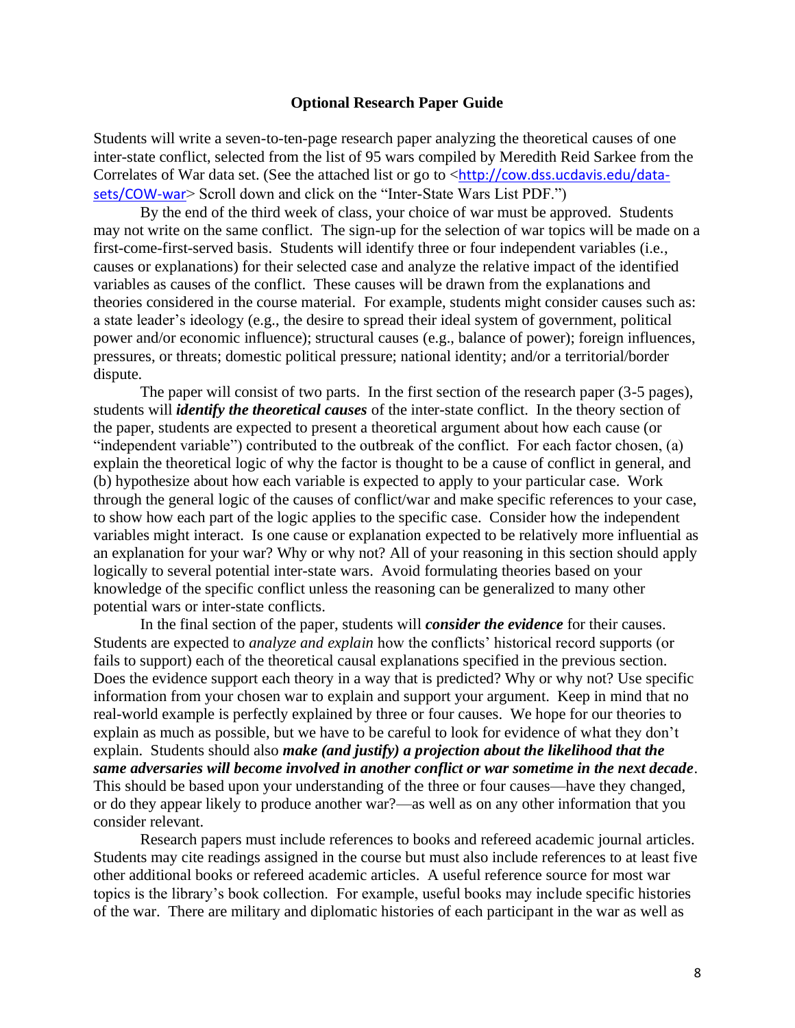**Optional Research Paper Guide**

Students will write a seven-to-ten-page research paper analyzing the theoretical causes of one inter-state conflict, selected from the list of 95 wars compiled by Meredith Reid Sarkee from the Correlates of War data set. (See the attached list or go to <[http://cow.dss.ucdavis.edu/data-sets/COW-war](http://cow.dss.ucdavis.edu/data-sets/COW-war)> Scroll down and click on the "Inter-State Wars List PDF.")

By the end of the third week of class, your choice of war must be approved. Students may not write on the same conflict. The sign-up for the selection of war topics will be made on a first-come-first-served basis. Students will identify three or four independent variables (i.e., causes or explanations) for their selected case and analyze the relative impact of the identified variables as causes of the conflict. These causes will be drawn from the explanations and theories considered in the course material. For example, students might consider causes such as: a state leader's ideology (e.g., the desire to spread their ideal system of government, political power and/or economic influence); structural causes (e.g., balance of power); foreign influences, pressures, or threats; domestic political pressure; national identity; and/or a territorial/border dispute.

The paper will consist of two parts. In the first section of the research paper (3-5 pages), students will ***identify the theoretical causes*** of the inter-state conflict. In the theory section of the paper, students are expected to present a theoretical argument about how each cause (or "independent variable") contributed to the outbreak of the conflict. For each factor chosen, (a) explain the theoretical logic of why the factor is thought to be a cause of conflict in general, and (b) hypothesize about how each variable is expected to apply to your particular case. Work through the general logic of the causes of conflict/war and make specific references to your case, to show how each part of the logic applies to the specific case. Consider how the independent variables might interact. Is one cause or explanation expected to be relatively more influential as an explanation for your war? Why or why not? All of your reasoning in this section should apply logically to several potential inter-state wars. Avoid formulating theories based on your knowledge of the specific conflict unless the reasoning can be generalized to many other potential wars or inter-state conflicts.

In the final section of the paper, students will ***consider the evidence*** for their causes. Students are expected to *analyze and explain* how the conflicts' historical record supports (or fails to support) each of the theoretical causal explanations specified in the previous section. Does the evidence support each theory in a way that is predicted? Why or why not? Use specific information from your chosen war to explain and support your argument. Keep in mind that no real-world example is perfectly explained by three or four causes. We hope for our theories to explain as much as possible, but we have to be careful to look for evidence of what they don't explain. Students should also ***make (and justify) a projection about the likelihood that the same adversaries will become involved in another conflict or war sometime in the next decade***. This should be based upon your understanding of the three or four causes—have they changed, or do they appear likely to produce another war?—as well as on any other information that you consider relevant.

Research papers must include references to books and refereed academic journal articles. Students may cite readings assigned in the course but must also include references to at least five other additional books or refereed academic articles. A useful reference source for most war topics is the library's book collection. For example, useful books may include specific histories of the war. There are military and diplomatic histories of each participant in the war as well as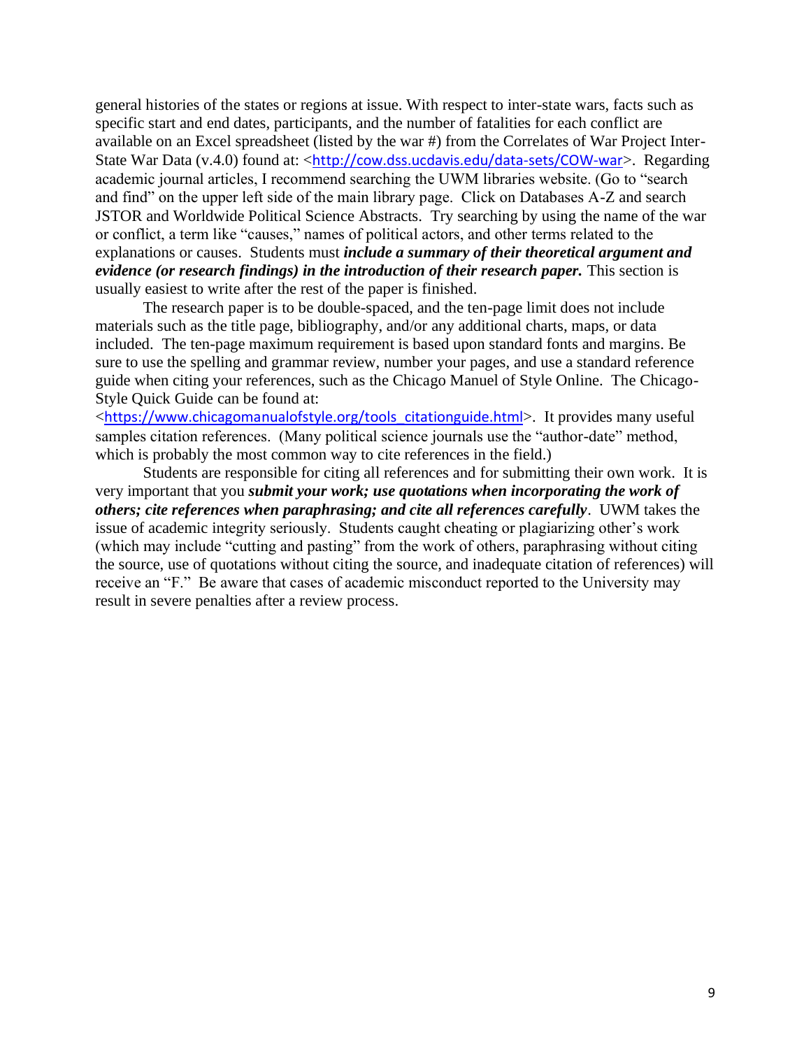general histories of the states or regions at issue. With respect to inter-state wars, facts such as specific start and end dates, participants, and the number of fatalities for each conflict are available on an Excel spreadsheet (listed by the war #) from the Correlates of War Project Inter-State War Data (v.4.0) found at: <http://cow.dss.ucdavis.edu/data-sets/COW-war>. Regarding academic journal articles, I recommend searching the UWM libraries website. (Go to "search and find" on the upper left side of the main library page. Click on Databases A-Z and search JSTOR and Worldwide Political Science Abstracts. Try searching by using the name of the war or conflict, a term like "causes," names of political actors, and other terms related to the explanations or causes. Students must ***include a summary of their theoretical argument and evidence (or research findings) in the introduction of their research paper.*** This section is usually easiest to write after the rest of the paper is finished.

The research paper is to be double-spaced, and the ten-page limit does not include materials such as the title page, bibliography, and/or any additional charts, maps, or data included. The ten-page maximum requirement is based upon standard fonts and margins. Be sure to use the spelling and grammar review, number your pages, and use a standard reference guide when citing your references, such as the Chicago Manuel of Style Online. The Chicago-Style Quick Guide can be found at: <https://www.chicagomanualofstyle.org/tools_citationguide.html>. It provides many useful samples citation references. (Many political science journals use the "author-date" method, which is probably the most common way to cite references in the field.)

Students are responsible for citing all references and for submitting their own work. It is very important that you ***submit your work; use quotations when incorporating the work of others; cite references when paraphrasing; and cite all references carefully***. UWM takes the issue of academic integrity seriously. Students caught cheating or plagiarizing other's work (which may include "cutting and pasting" from the work of others, paraphrasing without citing the source, use of quotations without citing the source, and inadequate citation of references) will receive an "F." Be aware that cases of academic misconduct reported to the University may result in severe penalties after a review process.